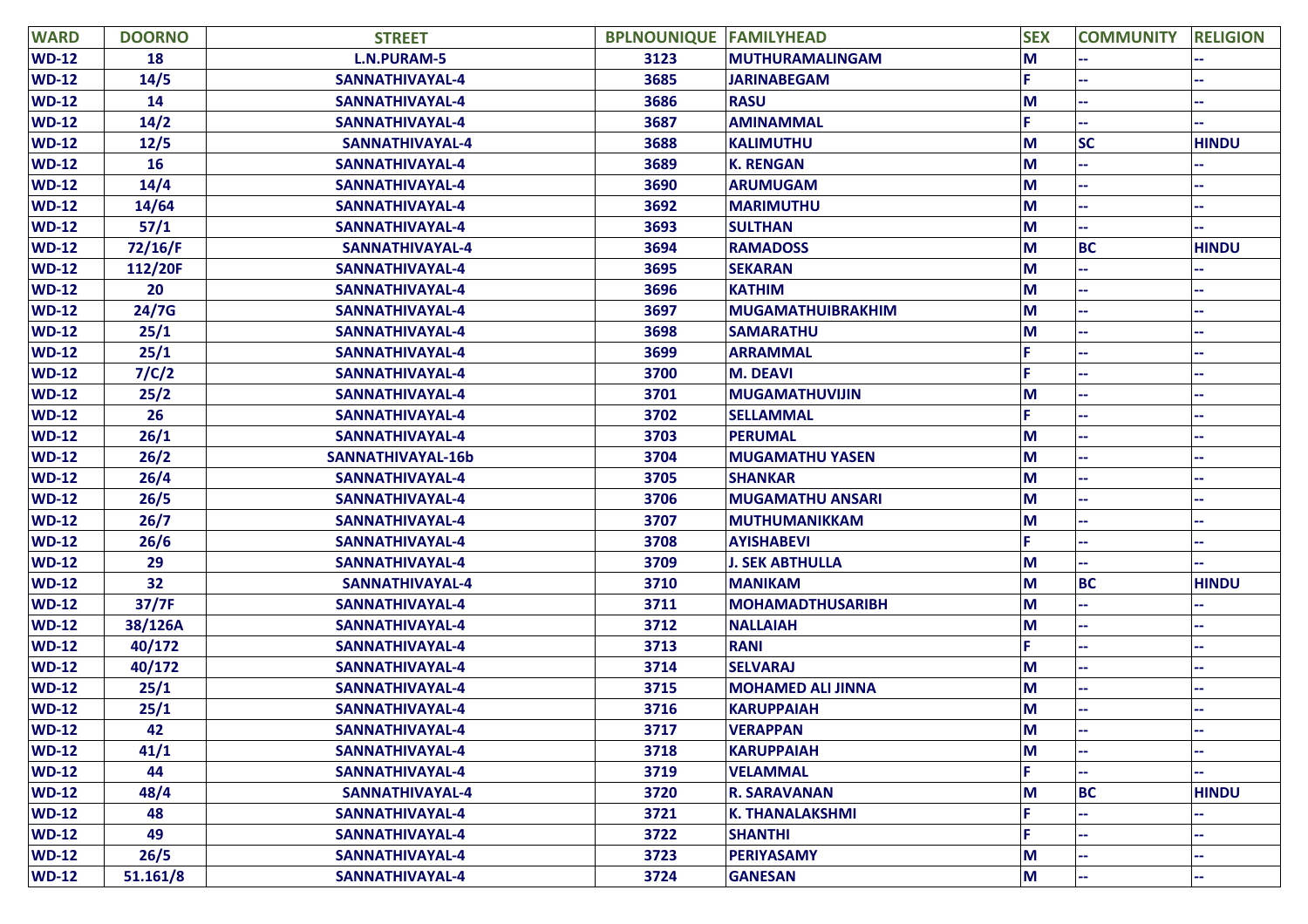| WARD | DOORNO | STREET | BPLNOUNIQUE | FAMILYHEAD | SEX | COMMUNITY | RELIGION |
| --- | --- | --- | --- | --- | --- | --- | --- |
| WD-12 | 18 | L.N.PURAM-5 | 3123 | MUTHURAMALINGAM | M | -- | -- |
| WD-12 | 14/5 | SANNATHIVAYAL-4 | 3685 | JARINABEGAM | F | -- | -- |
| WD-12 | 14 | SANNATHIVAYAL-4 | 3686 | RASU | M | -- | -- |
| WD-12 | 14/2 | SANNATHIVAYAL-4 | 3687 | AMINAMMAL | F | -- | -- |
| WD-12 | 12/5 | SANNATHIVAYAL-4 | 3688 | KALIMUTHU | M | SC | HINDU |
| WD-12 | 16 | SANNATHIVAYAL-4 | 3689 | K. RENGAN | M | -- | -- |
| WD-12 | 14/4 | SANNATHIVAYAL-4 | 3690 | ARUMUGAM | M | -- | -- |
| WD-12 | 14/64 | SANNATHIVAYAL-4 | 3692 | MARIMUTHU | M | -- | -- |
| WD-12 | 57/1 | SANNATHIVAYAL-4 | 3693 | SULTHAN | M | -- | -- |
| WD-12 | 72/16/F | SANNATHIVAYAL-4 | 3694 | RAMADOSS | M | BC | HINDU |
| WD-12 | 112/20F | SANNATHIVAYAL-4 | 3695 | SEKARAN | M | -- | -- |
| WD-12 | 20 | SANNATHIVAYAL-4 | 3696 | KATHIM | M | -- | -- |
| WD-12 | 24/7G | SANNATHIVAYAL-4 | 3697 | MUGAMATHUIBRAKHIM | M | -- | -- |
| WD-12 | 25/1 | SANNATHIVAYAL-4 | 3698 | SAMARATHU | M | -- | -- |
| WD-12 | 25/1 | SANNATHIVAYAL-4 | 3699 | ARRAMMAL | F | -- | -- |
| WD-12 | 7/C/2 | SANNATHIVAYAL-4 | 3700 | M. DEAVI | F | -- | -- |
| WD-12 | 25/2 | SANNATHIVAYAL-4 | 3701 | MUGAMATHUVIJIN | M | -- | -- |
| WD-12 | 26 | SANNATHIVAYAL-4 | 3702 | SELLAMMAL | F | -- | -- |
| WD-12 | 26/1 | SANNATHIVAYAL-4 | 3703 | PERUMAL | M | -- | -- |
| WD-12 | 26/2 | SANNATHIVAYAL-16b | 3704 | MUGAMATHU YASEN | M | -- | -- |
| WD-12 | 26/4 | SANNATHIVAYAL-4 | 3705 | SHANKAR | M | -- | -- |
| WD-12 | 26/5 | SANNATHIVAYAL-4 | 3706 | MUGAMATHU ANSARI | M | -- | -- |
| WD-12 | 26/7 | SANNATHIVAYAL-4 | 3707 | MUTHUMANIKKAM | M | -- | -- |
| WD-12 | 26/6 | SANNATHIVAYAL-4 | 3708 | AYISHABEVI | F | -- | -- |
| WD-12 | 29 | SANNATHIVAYAL-4 | 3709 | J. SEK ABTHULLA | M | -- | -- |
| WD-12 | 32 | SANNATHIVAYAL-4 | 3710 | MANIKAM | M | BC | HINDU |
| WD-12 | 37/7F | SANNATHIVAYAL-4 | 3711 | MOHAMADTHUSARIBH | M | -- | -- |
| WD-12 | 38/126A | SANNATHIVAYAL-4 | 3712 | NALLAIAH | M | -- | -- |
| WD-12 | 40/172 | SANNATHIVAYAL-4 | 3713 | RANI | F | -- | -- |
| WD-12 | 40/172 | SANNATHIVAYAL-4 | 3714 | SELVARAJ | M | -- | -- |
| WD-12 | 25/1 | SANNATHIVAYAL-4 | 3715 | MOHAMED ALI JINNA | M | -- | -- |
| WD-12 | 25/1 | SANNATHIVAYAL-4 | 3716 | KARUPPAIAH | M | -- | -- |
| WD-12 | 42 | SANNATHIVAYAL-4 | 3717 | VERAPPAN | M | -- | -- |
| WD-12 | 41/1 | SANNATHIVAYAL-4 | 3718 | KARUPPAIAH | M | -- | -- |
| WD-12 | 44 | SANNATHIVAYAL-4 | 3719 | VELAMMAL | F | -- | -- |
| WD-12 | 48/4 | SANNATHIVAYAL-4 | 3720 | R. SARAVANAN | M | BC | HINDU |
| WD-12 | 48 | SANNATHIVAYAL-4 | 3721 | K. THANALAKSHMI | F | -- | -- |
| WD-12 | 49 | SANNATHIVAYAL-4 | 3722 | SHANTHI | F | -- | -- |
| WD-12 | 26/5 | SANNATHIVAYAL-4 | 3723 | PERIYASAMY | M | -- | -- |
| WD-12 | 51.161/8 | SANNATHIVAYAL-4 | 3724 | GANESAN | M | -- | -- |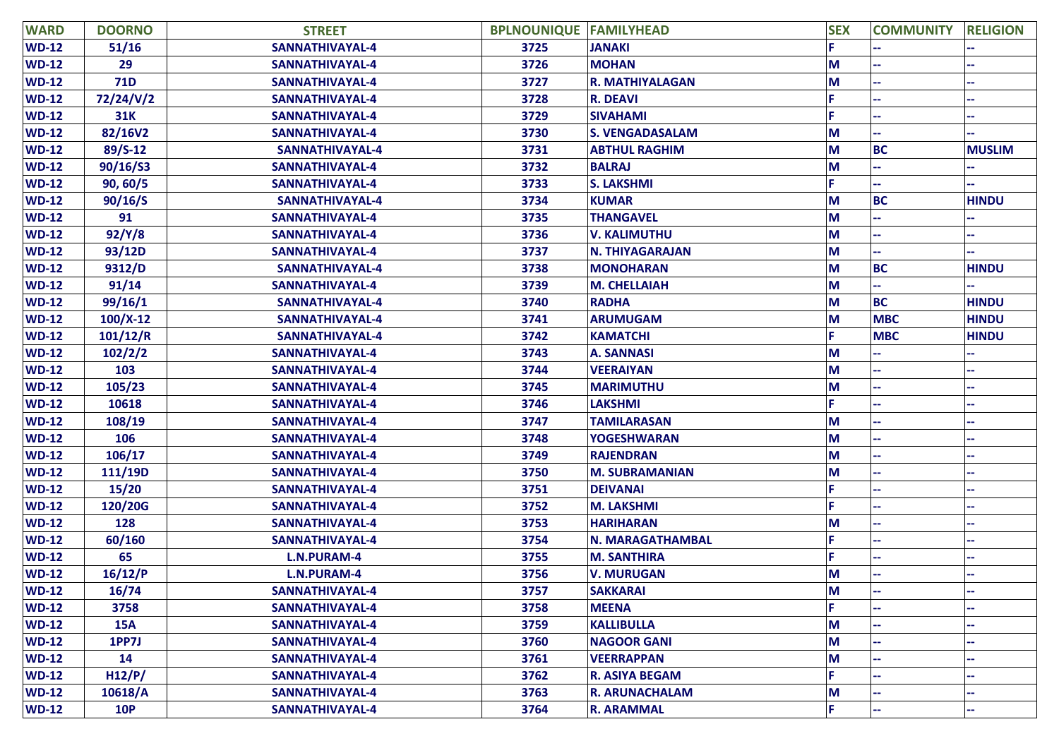| WARD | DOORNO | STREET | BPLNOUNIQUE | FAMILYHEAD | SEX | COMMUNITY | RELIGION |
|---|---|---|---|---|---|---|---|
| WD-12 | 51/16 | SANNATHIVAYAL-4 | 3725 | JANAKI | F | -- | -- |
| WD-12 | 29 | SANNATHIVAYAL-4 | 3726 | MOHAN | M | -- | -- |
| WD-12 | 71D | SANNATHIVAYAL-4 | 3727 | R. MATHIYALAGAN | M | -- | -- |
| WD-12 | 72/24/V/2 | SANNATHIVAYAL-4 | 3728 | R. DEAVI | F | -- | -- |
| WD-12 | 31K | SANNATHIVAYAL-4 | 3729 | SIVAHAMI | F | -- | -- |
| WD-12 | 82/16V2 | SANNATHIVAYAL-4 | 3730 | S. VENGADASALAM | M | -- | -- |
| WD-12 | 89/S-12 | SANNATHIVAYAL-4 | 3731 | ABTHUL RAGHIM | M | BC | MUSLIM |
| WD-12 | 90/16/S3 | SANNATHIVAYAL-4 | 3732 | BALRAJ | M | -- | -- |
| WD-12 | 90, 60/5 | SANNATHIVAYAL-4 | 3733 | S. LAKSHMI | F | -- | -- |
| WD-12 | 90/16/S | SANNATHIVAYAL-4 | 3734 | KUMAR | M | BC | HINDU |
| WD-12 | 91 | SANNATHIVAYAL-4 | 3735 | THANGAVEL | M | -- | -- |
| WD-12 | 92/Y/8 | SANNATHIVAYAL-4 | 3736 | V. KALIMUTHU | M | -- | -- |
| WD-12 | 93/12D | SANNATHIVAYAL-4 | 3737 | N. THIYAGARAJAN | M | -- | -- |
| WD-12 | 9312/D | SANNATHIVAYAL-4 | 3738 | MONOHARAN | M | BC | HINDU |
| WD-12 | 91/14 | SANNATHIVAYAL-4 | 3739 | M. CHELLAIAH | M | -- | -- |
| WD-12 | 99/16/1 | SANNATHIVAYAL-4 | 3740 | RADHA | M | BC | HINDU |
| WD-12 | 100/X-12 | SANNATHIVAYAL-4 | 3741 | ARUMUGAM | M | MBC | HINDU |
| WD-12 | 101/12/R | SANNATHIVAYAL-4 | 3742 | KAMATCHI | F | MBC | HINDU |
| WD-12 | 102/2/2 | SANNATHIVAYAL-4 | 3743 | A. SANNASI | M | -- | -- |
| WD-12 | 103 | SANNATHIVAYAL-4 | 3744 | VEERAIYAN | M | -- | -- |
| WD-12 | 105/23 | SANNATHIVAYAL-4 | 3745 | MARIMUTHU | M | -- | -- |
| WD-12 | 10618 | SANNATHIVAYAL-4 | 3746 | LAKSHMI | F | -- | -- |
| WD-12 | 108/19 | SANNATHIVAYAL-4 | 3747 | TAMILARASAN | M | -- | -- |
| WD-12 | 106 | SANNATHIVAYAL-4 | 3748 | YOGESHWARAN | M | -- | -- |
| WD-12 | 106/17 | SANNATHIVAYAL-4 | 3749 | RAJENDRAN | M | -- | -- |
| WD-12 | 111/19D | SANNATHIVAYAL-4 | 3750 | M. SUBRAMANIAN | M | -- | -- |
| WD-12 | 15/20 | SANNATHIVAYAL-4 | 3751 | DEIVANAI | F | -- | -- |
| WD-12 | 120/20G | SANNATHIVAYAL-4 | 3752 | M. LAKSHMI | F | -- | -- |
| WD-12 | 128 | SANNATHIVAYAL-4 | 3753 | HARIHARAN | M | -- | -- |
| WD-12 | 60/160 | SANNATHIVAYAL-4 | 3754 | N. MARAGATHAMBAL | F | -- | -- |
| WD-12 | 65 | L.N.PURAM-4 | 3755 | M. SANTHIRA | F | -- | -- |
| WD-12 | 16/12/P | L.N.PURAM-4 | 3756 | V. MURUGAN | M | -- | -- |
| WD-12 | 16/74 | SANNATHIVAYAL-4 | 3757 | SAKKARAI | M | -- | -- |
| WD-12 | 3758 | SANNATHIVAYAL-4 | 3758 | MEENA | F | -- | -- |
| WD-12 | 15A | SANNATHIVAYAL-4 | 3759 | KALLIBULLA | M | -- | -- |
| WD-12 | 1PP7J | SANNATHIVAYAL-4 | 3760 | NAGOOR GANI | M | -- | -- |
| WD-12 | 14 | SANNATHIVAYAL-4 | 3761 | VEERRAPPAN | M | -- | -- |
| WD-12 | H12/P/ | SANNATHIVAYAL-4 | 3762 | R. ASIYA BEGAM | F | -- | -- |
| WD-12 | 10618/A | SANNATHIVAYAL-4 | 3763 | R. ARUNACHALAM | M | -- | -- |
| WD-12 | 10P | SANNATHIVAYAL-4 | 3764 | R. ARAMMAL | F | -- | -- |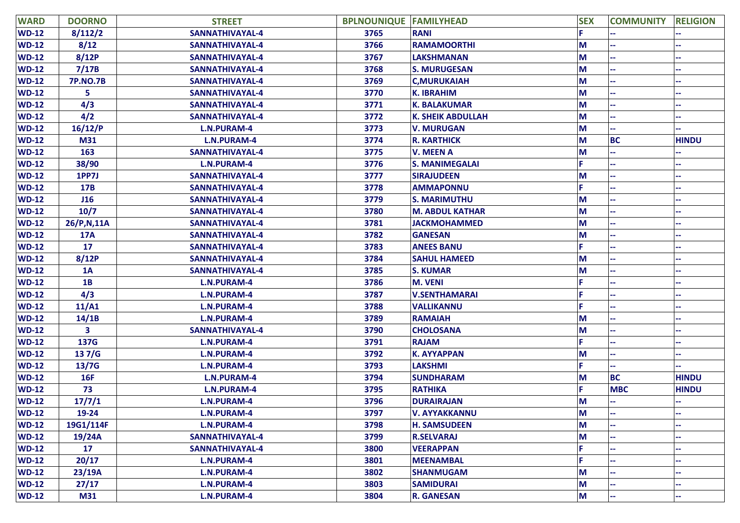| WARD | DOORNO | STREET | BPLNOUNIQUE | FAMILYHEAD | SEX | COMMUNITY | RELIGION |
|---|---|---|---|---|---|---|---|
| WD-12 | 8/112/2 | SANNATHIVAYAL-4 | 3765 | RANI | F | -- | -- |
| WD-12 | 8/12 | SANNATHIVAYAL-4 | 3766 | RAMAMOORTHI | M | -- | -- |
| WD-12 | 8/12P | SANNATHIVAYAL-4 | 3767 | LAKSHMANAN | M | -- | -- |
| WD-12 | 7/17B | SANNATHIVAYAL-4 | 3768 | S. MURUGESAN | M | -- | -- |
| WD-12 | 7P.NO.7B | SANNATHIVAYAL-4 | 3769 | C,MURUKAIAH | M | -- | -- |
| WD-12 | 5 | SANNATHIVAYAL-4 | 3770 | K. IBRAHIM | M | -- | -- |
| WD-12 | 4/3 | SANNATHIVAYAL-4 | 3771 | K. BALAKUMAR | M | -- | -- |
| WD-12 | 4/2 | SANNATHIVAYAL-4 | 3772 | K. SHEIK ABDULLAH | M | -- | -- |
| WD-12 | 16/12/P | L.N.PURAM-4 | 3773 | V. MURUGAN | M | -- | -- |
| WD-12 | M31 | L.N.PURAM-4 | 3774 | R. KARTHICK | M | BC | HINDU |
| WD-12 | 163 | SANNATHIVAYAL-4 | 3775 | V. MEEN A | M | -- | -- |
| WD-12 | 38/90 | L.N.PURAM-4 | 3776 | S. MANIMEGALAI | F | -- | -- |
| WD-12 | 1PP7J | SANNATHIVAYAL-4 | 3777 | SIRAJUDEEN | M | -- | -- |
| WD-12 | 17B | SANNATHIVAYAL-4 | 3778 | AMMAPONNU | F | -- | -- |
| WD-12 | J16 | SANNATHIVAYAL-4 | 3779 | S. MARIMUTHU | M | -- | -- |
| WD-12 | 10/7 | SANNATHIVAYAL-4 | 3780 | M. ABDUL KATHAR | M | -- | -- |
| WD-12 | 26/P,N,11A | SANNATHIVAYAL-4 | 3781 | JACKMOHAMMED | M | -- | -- |
| WD-12 | 17A | SANNATHIVAYAL-4 | 3782 | GANESAN | M | -- | -- |
| WD-12 | 17 | SANNATHIVAYAL-4 | 3783 | ANEES BANU | F | -- | -- |
| WD-12 | 8/12P | SANNATHIVAYAL-4 | 3784 | SAHUL HAMEED | M | -- | -- |
| WD-12 | 1A | SANNATHIVAYAL-4 | 3785 | S. KUMAR | M | -- | -- |
| WD-12 | 1B | L.N.PURAM-4 | 3786 | M. VENI | F | -- | -- |
| WD-12 | 4/3 | L.N.PURAM-4 | 3787 | V.SENTHAMARAI | F | -- | -- |
| WD-12 | 11/A1 | L.N.PURAM-4 | 3788 | VALLIKANNU | F | -- | -- |
| WD-12 | 14/1B | L.N.PURAM-4 | 3789 | RAMAIAH | M | -- | -- |
| WD-12 | 3 | SANNATHIVAYAL-4 | 3790 | CHOLOSANA | M | -- | -- |
| WD-12 | 137G | L.N.PURAM-4 | 3791 | RAJAM | F | -- | -- |
| WD-12 | 13 7/G | L.N.PURAM-4 | 3792 | K. AYYAPPAN | M | -- | -- |
| WD-12 | 13/7G | L.N.PURAM-4 | 3793 | LAKSHMI | F | -- | -- |
| WD-12 | 16F | L.N.PURAM-4 | 3794 | SUNDHARAM | M | BC | HINDU |
| WD-12 | 73 | L.N.PURAM-4 | 3795 | RATHIKA | F | MBC | HINDU |
| WD-12 | 17/7/1 | L.N.PURAM-4 | 3796 | DURAIRAJAN | M | -- | -- |
| WD-12 | 19-24 | L.N.PURAM-4 | 3797 | V. AYYAKKANNU | M | -- | -- |
| WD-12 | 19G1/114F | L.N.PURAM-4 | 3798 | H. SAMSUDEEN | M | -- | -- |
| WD-12 | 19/24A | SANNATHIVAYAL-4 | 3799 | R.SELVARAJ | M | -- | -- |
| WD-12 | 17 | SANNATHIVAYAL-4 | 3800 | VEERAPPAN | F | -- | -- |
| WD-12 | 20/17 | L.N.PURAM-4 | 3801 | MEENAMBAL | F | -- | -- |
| WD-12 | 23/19A | L.N.PURAM-4 | 3802 | SHANMUGAM | M | -- | -- |
| WD-12 | 27/17 | L.N.PURAM-4 | 3803 | SAMIDURAI | M | -- | -- |
| WD-12 | M31 | L.N.PURAM-4 | 3804 | R. GANESAN | M | -- | -- |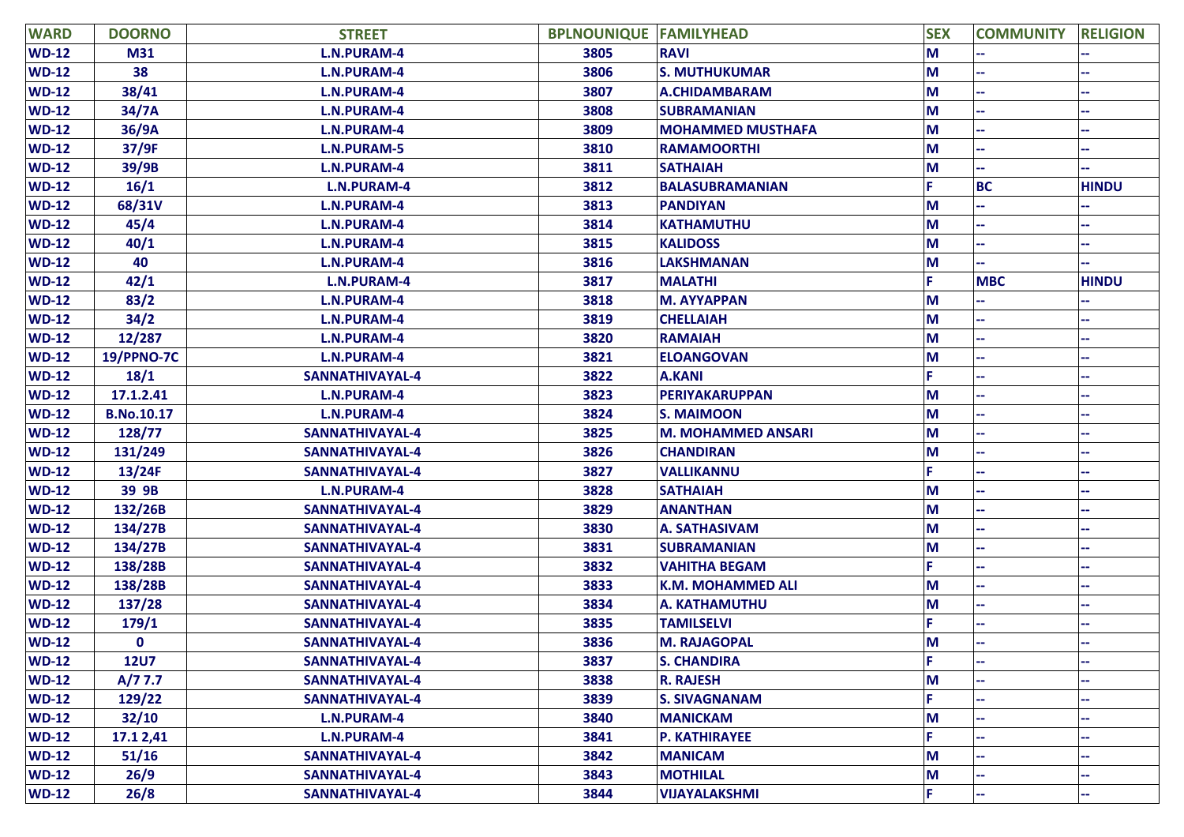| WARD | DOORNO | STREET | BPLNOUNIQUE | FAMILYHEAD | SEX | COMMUNITY | RELIGION |
|---|---|---|---|---|---|---|---|
| WD-12 | M31 | L.N.PURAM-4 | 3805 | RAVI | M | -- | -- |
| WD-12 | 38 | L.N.PURAM-4 | 3806 | S. MUTHUKUMAR | M | -- | -- |
| WD-12 | 38/41 | L.N.PURAM-4 | 3807 | A.CHIDAMBARAM | M | -- | -- |
| WD-12 | 34/7A | L.N.PURAM-4 | 3808 | SUBRAMANIAN | M | -- | -- |
| WD-12 | 36/9A | L.N.PURAM-4 | 3809 | MOHAMMED MUSTHAFA | M | -- | -- |
| WD-12 | 37/9F | L.N.PURAM-5 | 3810 | RAMAMOORTHI | M | -- | -- |
| WD-12 | 39/9B | L.N.PURAM-4 | 3811 | SATHAIAH | M | -- | -- |
| WD-12 | 16/1 | L.N.PURAM-4 | 3812 | BALASUBRAMANIAN | F | BC | HINDU |
| WD-12 | 68/31V | L.N.PURAM-4 | 3813 | PANDIYAN | M | -- | -- |
| WD-12 | 45/4 | L.N.PURAM-4 | 3814 | KATHAMUTHU | M | -- | -- |
| WD-12 | 40/1 | L.N.PURAM-4 | 3815 | KALIDOSS | M | -- | -- |
| WD-12 | 40 | L.N.PURAM-4 | 3816 | LAKSHMANAN | M | -- | -- |
| WD-12 | 42/1 | L.N.PURAM-4 | 3817 | MALATHI | F | MBC | HINDU |
| WD-12 | 83/2 | L.N.PURAM-4 | 3818 | M. AYYAPPAN | M | -- | -- |
| WD-12 | 34/2 | L.N.PURAM-4 | 3819 | CHELLAIAH | M | -- | -- |
| WD-12 | 12/287 | L.N.PURAM-4 | 3820 | RAMAIAH | M | -- | -- |
| WD-12 | 19/PPNO-7C | L.N.PURAM-4 | 3821 | ELOANGOVAN | M | -- | -- |
| WD-12 | 18/1 | SANNATHIVAYAL-4 | 3822 | A.KANI | F | -- | -- |
| WD-12 | 17.1.2.41 | L.N.PURAM-4 | 3823 | PERIYAKARUPPAN | M | -- | -- |
| WD-12 | B.No.10.17 | L.N.PURAM-4 | 3824 | S. MAIMOON | M | -- | -- |
| WD-12 | 128/77 | SANNATHIVAYAL-4 | 3825 | M. MOHAMMED ANSARI | M | -- | -- |
| WD-12 | 131/249 | SANNATHIVAYAL-4 | 3826 | CHANDIRAN | M | -- | -- |
| WD-12 | 13/24F | SANNATHIVAYAL-4 | 3827 | VALLIKANNU | F | -- | -- |
| WD-12 | 39 9B | L.N.PURAM-4 | 3828 | SATHAIAH | M | -- | -- |
| WD-12 | 132/26B | SANNATHIVAYAL-4 | 3829 | ANANTHAN | M | -- | -- |
| WD-12 | 134/27B | SANNATHIVAYAL-4 | 3830 | A. SATHASIVAM | M | -- | -- |
| WD-12 | 134/27B | SANNATHIVAYAL-4 | 3831 | SUBRAMANIAN | M | -- | -- |
| WD-12 | 138/28B | SANNATHIVAYAL-4 | 3832 | VAHITHA BEGAM | F | -- | -- |
| WD-12 | 138/28B | SANNATHIVAYAL-4 | 3833 | K.M. MOHAMMED ALI | M | -- | -- |
| WD-12 | 137/28 | SANNATHIVAYAL-4 | 3834 | A. KATHAMUTHU | M | -- | -- |
| WD-12 | 179/1 | SANNATHIVAYAL-4 | 3835 | TAMILSELVI | F | -- | -- |
| WD-12 | 0 | SANNATHIVAYAL-4 | 3836 | M. RAJAGOPAL | M | -- | -- |
| WD-12 | 12U7 | SANNATHIVAYAL-4 | 3837 | S. CHANDIRA | F | -- | -- |
| WD-12 | A/7 7.7 | SANNATHIVAYAL-4 | 3838 | R. RAJESH | M | -- | -- |
| WD-12 | 129/22 | SANNATHIVAYAL-4 | 3839 | S. SIVAGNANAM | F | -- | -- |
| WD-12 | 32/10 | L.N.PURAM-4 | 3840 | MANICKAM | M | -- | -- |
| WD-12 | 17.1 2,41 | L.N.PURAM-4 | 3841 | P. KATHIRAYEE | F | -- | -- |
| WD-12 | 51/16 | SANNATHIVAYAL-4 | 3842 | MANICAM | M | -- | -- |
| WD-12 | 26/9 | SANNATHIVAYAL-4 | 3843 | MOTHILAL | M | -- | -- |
| WD-12 | 26/8 | SANNATHIVAYAL-4 | 3844 | VIJAYALAKSHMI | F | -- | -- |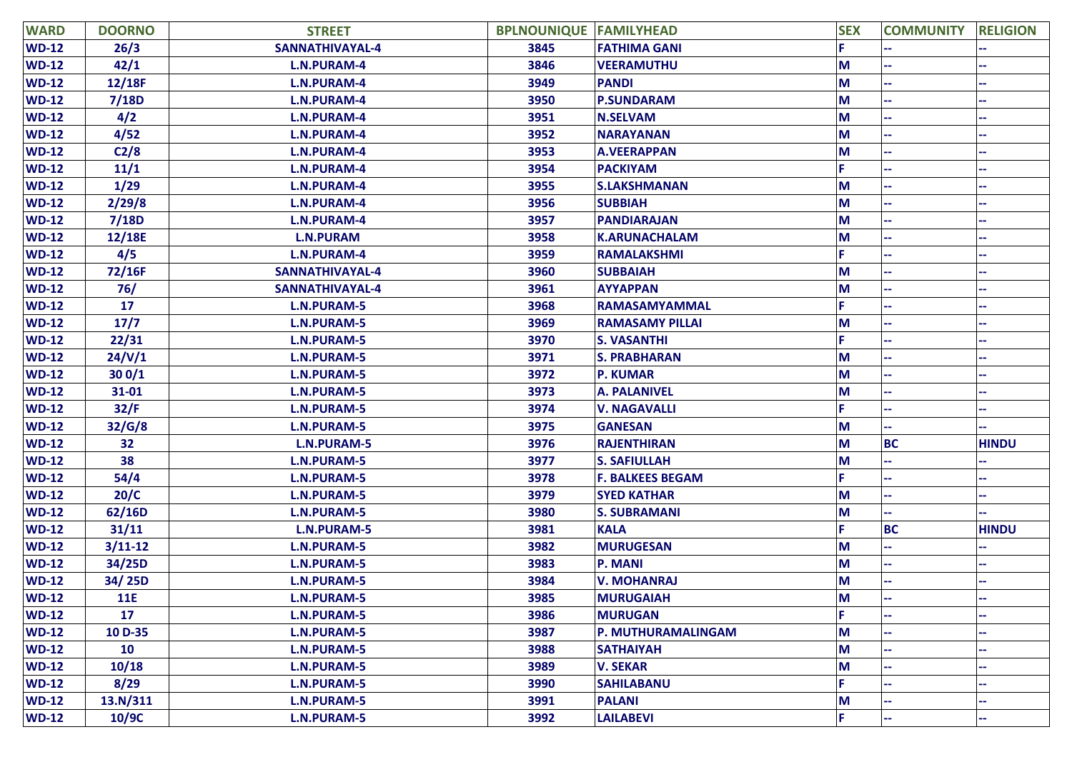| WARD | DOORNO | STREET | BPLNOUNIQUE | FAMILYHEAD | SEX | COMMUNITY | RELIGION |
|---|---|---|---|---|---|---|---|
| WD-12 | 26/3 | SANNATHIVAYAL-4 | 3845 | FATHIMA GANI | F | -- | -- |
| WD-12 | 42/1 | L.N.PURAM-4 | 3846 | VEERAMUTHU | M | -- | -- |
| WD-12 | 12/18F | L.N.PURAM-4 | 3949 | PANDI | M | -- | -- |
| WD-12 | 7/18D | L.N.PURAM-4 | 3950 | P.SUNDARAM | M | -- | -- |
| WD-12 | 4/2 | L.N.PURAM-4 | 3951 | N.SELVAM | M | -- | -- |
| WD-12 | 4/52 | L.N.PURAM-4 | 3952 | NARAYANAN | M | -- | -- |
| WD-12 | C2/8 | L.N.PURAM-4 | 3953 | A.VEERAPPAN | M | -- | -- |
| WD-12 | 11/1 | L.N.PURAM-4 | 3954 | PACKIYAM | F | -- | -- |
| WD-12 | 1/29 | L.N.PURAM-4 | 3955 | S.LAKSHMANAN | M | -- | -- |
| WD-12 | 2/29/8 | L.N.PURAM-4 | 3956 | SUBBIAH | M | -- | -- |
| WD-12 | 7/18D | L.N.PURAM-4 | 3957 | PANDIARAJAN | M | -- | -- |
| WD-12 | 12/18E | L.N.PURAM | 3958 | K.ARUNACHALAM | M | -- | -- |
| WD-12 | 4/5 | L.N.PURAM-4 | 3959 | RAMALAKSHMI | F | -- | -- |
| WD-12 | 72/16F | SANNATHIVAYAL-4 | 3960 | SUBBAIAH | M | -- | -- |
| WD-12 | 76/ | SANNATHIVAYAL-4 | 3961 | AYYAPPAN | M | -- | -- |
| WD-12 | 17 | L.N.PURAM-5 | 3968 | RAMASAMYAMMAL | F | -- | -- |
| WD-12 | 17/7 | L.N.PURAM-5 | 3969 | RAMASAMY PILLAI | M | -- | -- |
| WD-12 | 22/31 | L.N.PURAM-5 | 3970 | S. VASANTHI | F | -- | -- |
| WD-12 | 24/V/1 | L.N.PURAM-5 | 3971 | S. PRABHARAN | M | -- | -- |
| WD-12 | 30 0/1 | L.N.PURAM-5 | 3972 | P. KUMAR | M | -- | -- |
| WD-12 | 31-01 | L.N.PURAM-5 | 3973 | A. PALANIVEL | M | -- | -- |
| WD-12 | 32/F | L.N.PURAM-5 | 3974 | V. NAGAVALLI | F | -- | -- |
| WD-12 | 32/G/8 | L.N.PURAM-5 | 3975 | GANESAN | M | -- | -- |
| WD-12 | 32 | L.N.PURAM-5 | 3976 | RAJENTHIRAN | M | BC | HINDU |
| WD-12 | 38 | L.N.PURAM-5 | 3977 | S. SAFIULLAH | M | -- | -- |
| WD-12 | 54/4 | L.N.PURAM-5 | 3978 | F. BALKEES BEGAM | F | -- | -- |
| WD-12 | 20/C | L.N.PURAM-5 | 3979 | SYED KATHAR | M | -- | -- |
| WD-12 | 62/16D | L.N.PURAM-5 | 3980 | S. SUBRAMANI | M | -- | -- |
| WD-12 | 31/11 | L.N.PURAM-5 | 3981 | KALA | F | BC | HINDU |
| WD-12 | 3/11-12 | L.N.PURAM-5 | 3982 | MURUGESAN | M | -- | -- |
| WD-12 | 34/25D | L.N.PURAM-5 | 3983 | P. MANI | M | -- | -- |
| WD-12 | 34/ 25D | L.N.PURAM-5 | 3984 | V. MOHANRAJ | M | -- | -- |
| WD-12 | 11E | L.N.PURAM-5 | 3985 | MURUGAIAH | M | -- | -- |
| WD-12 | 17 | L.N.PURAM-5 | 3986 | MURUGAN | F | -- | -- |
| WD-12 | 10 D-35 | L.N.PURAM-5 | 3987 | P. MUTHURAMALINGAM | M | -- | -- |
| WD-12 | 10 | L.N.PURAM-5 | 3988 | SATHAIYAH | M | -- | -- |
| WD-12 | 10/18 | L.N.PURAM-5 | 3989 | V. SEKAR | M | -- | -- |
| WD-12 | 8/29 | L.N.PURAM-5 | 3990 | SAHILABANU | F | -- | -- |
| WD-12 | 13.N/311 | L.N.PURAM-5 | 3991 | PALANI | M | -- | -- |
| WD-12 | 10/9C | L.N.PURAM-5 | 3992 | LAILABEVI | F | -- | -- |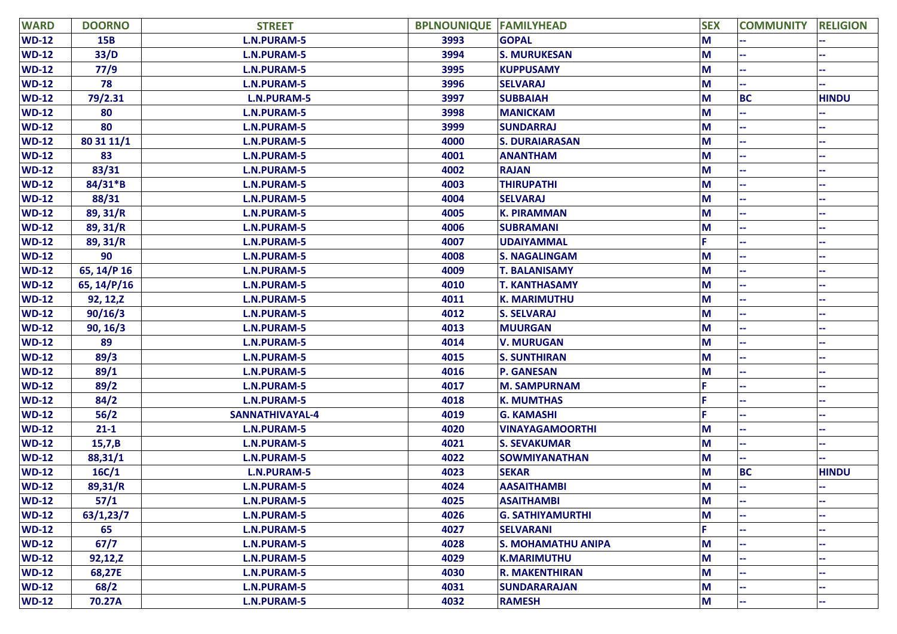| WARD | DOORNO | STREET | BPLNOUNIQUE | FAMILYHEAD | SEX | COMMUNITY | RELIGION |
|---|---|---|---|---|---|---|---|
| WD-12 | 15B | L.N.PURAM-5 | 3993 | GOPAL | M | -- | -- |
| WD-12 | 33/D | L.N.PURAM-5 | 3994 | S. MURUKESAN | M | -- | -- |
| WD-12 | 77/9 | L.N.PURAM-5 | 3995 | KUPPUSAMY | M | -- | -- |
| WD-12 | 78 | L.N.PURAM-5 | 3996 | SELVARAJ | M | -- | -- |
| WD-12 | 79/2.31 | L.N.PURAM-5 | 3997 | SUBBAIAH | M | BC | HINDU |
| WD-12 | 80 | L.N.PURAM-5 | 3998 | MANICKAM | M | -- | -- |
| WD-12 | 80 | L.N.PURAM-5 | 3999 | SUNDARRAJ | M | -- | -- |
| WD-12 | 80 31 11/1 | L.N.PURAM-5 | 4000 | S. DURAIARASAN | M | -- | -- |
| WD-12 | 83 | L.N.PURAM-5 | 4001 | ANANTHAM | M | -- | -- |
| WD-12 | 83/31 | L.N.PURAM-5 | 4002 | RAJAN | M | -- | -- |
| WD-12 | 84/31*B | L.N.PURAM-5 | 4003 | THIRUPATHI | M | -- | -- |
| WD-12 | 88/31 | L.N.PURAM-5 | 4004 | SELVARAJ | M | -- | -- |
| WD-12 | 89, 31/R | L.N.PURAM-5 | 4005 | K. PIRAMMAN | M | -- | -- |
| WD-12 | 89, 31/R | L.N.PURAM-5 | 4006 | SUBRAMANI | M | -- | -- |
| WD-12 | 89, 31/R | L.N.PURAM-5 | 4007 | UDAIYAMMAL | F | -- | -- |
| WD-12 | 90 | L.N.PURAM-5 | 4008 | S. NAGALINGAM | M | -- | -- |
| WD-12 | 65, 14/P 16 | L.N.PURAM-5 | 4009 | T. BALANISAMY | M | -- | -- |
| WD-12 | 65, 14/P/16 | L.N.PURAM-5 | 4010 | T. KANTHASAMY | M | -- | -- |
| WD-12 | 92, 12,Z | L.N.PURAM-5 | 4011 | K. MARIMUTHU | M | -- | -- |
| WD-12 | 90/16/3 | L.N.PURAM-5 | 4012 | S. SELVARAJ | M | -- | -- |
| WD-12 | 90, 16/3 | L.N.PURAM-5 | 4013 | MUURGAN | M | -- | -- |
| WD-12 | 89 | L.N.PURAM-5 | 4014 | V. MURUGAN | M | -- | -- |
| WD-12 | 89/3 | L.N.PURAM-5 | 4015 | S. SUNTHIRAN | M | -- | -- |
| WD-12 | 89/1 | L.N.PURAM-5 | 4016 | P. GANESAN | M | -- | -- |
| WD-12 | 89/2 | L.N.PURAM-5 | 4017 | M. SAMPURNAM | F | -- | -- |
| WD-12 | 84/2 | L.N.PURAM-5 | 4018 | K. MUMTHAS | F | -- | -- |
| WD-12 | 56/2 | SANNATHIVAYAL-4 | 4019 | G. KAMASHI | F | -- | -- |
| WD-12 | 21-1 | L.N.PURAM-5 | 4020 | VINAYAGAMOORTHI | M | -- | -- |
| WD-12 | 15,7,B | L.N.PURAM-5 | 4021 | S. SEVAKUMAR | M | -- | -- |
| WD-12 | 88,31/1 | L.N.PURAM-5 | 4022 | SOWMIYANATHAN | M | -- | -- |
| WD-12 | 16C/1 | L.N.PURAM-5 | 4023 | SEKAR | M | BC | HINDU |
| WD-12 | 89,31/R | L.N.PURAM-5 | 4024 | AASAITHAMBI | M | -- | -- |
| WD-12 | 57/1 | L.N.PURAM-5 | 4025 | ASAITHAMBI | M | -- | -- |
| WD-12 | 63/1,23/7 | L.N.PURAM-5 | 4026 | G. SATHIYAMURTHI | M | -- | -- |
| WD-12 | 65 | L.N.PURAM-5 | 4027 | SELVARANI | F | -- | -- |
| WD-12 | 67/7 | L.N.PURAM-5 | 4028 | S. MOHAMATHU ANIPA | M | -- | -- |
| WD-12 | 92,12,Z | L.N.PURAM-5 | 4029 | K.MARIMUTHU | M | -- | -- |
| WD-12 | 68,27E | L.N.PURAM-5 | 4030 | R. MAKENTHIRAN | M | -- | -- |
| WD-12 | 68/2 | L.N.PURAM-5 | 4031 | SUNDARARAJAN | M | -- | -- |
| WD-12 | 70.27A | L.N.PURAM-5 | 4032 | RAMESH | M | -- | -- |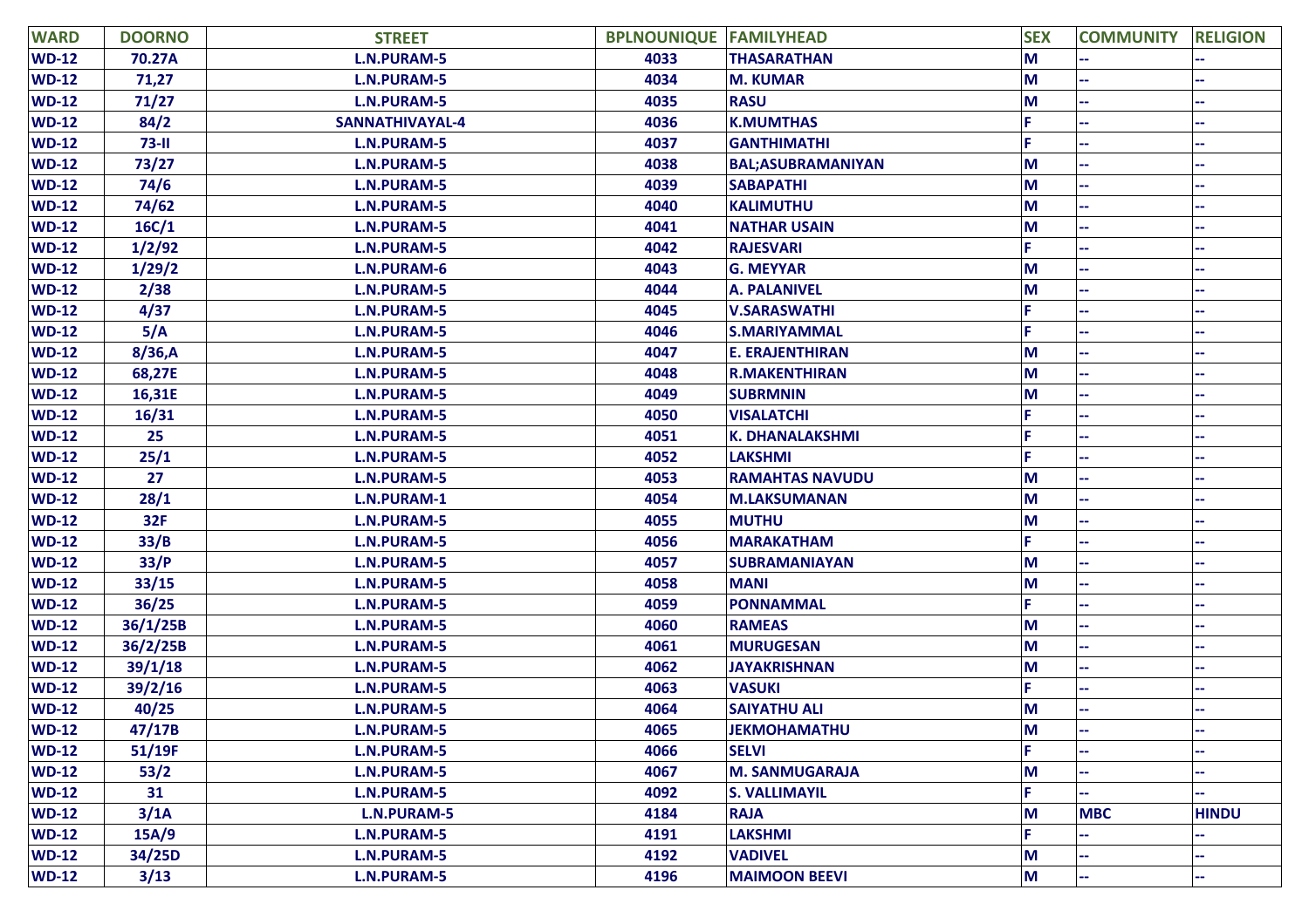| WARD | DOORNO | STREET | BPLNOUNIQUE | FAMILYHEAD | SEX | COMMUNITY | RELIGION |
|---|---|---|---|---|---|---|---|
| WD-12 | 70.27A | L.N.PURAM-5 | 4033 | THASARATHAN | M | -- | -- |
| WD-12 | 71,27 | L.N.PURAM-5 | 4034 | M. KUMAR | M | -- | -- |
| WD-12 | 71/27 | L.N.PURAM-5 | 4035 | RASU | M | -- | -- |
| WD-12 | 84/2 | SANNATHIVAYAL-4 | 4036 | K.MUMTHAS | F | -- | -- |
| WD-12 | 73-II | L.N.PURAM-5 | 4037 | GANTHIMATHI | F | -- | -- |
| WD-12 | 73/27 | L.N.PURAM-5 | 4038 | BAL;ASUBRAMANIYAN | M | -- | -- |
| WD-12 | 74/6 | L.N.PURAM-5 | 4039 | SABAPATHI | M | -- | -- |
| WD-12 | 74/62 | L.N.PURAM-5 | 4040 | KALIMUTHU | M | -- | -- |
| WD-12 | 16C/1 | L.N.PURAM-5 | 4041 | NATHAR USAIN | M | -- | -- |
| WD-12 | 1/2/92 | L.N.PURAM-5 | 4042 | RAJESVARI | F | -- | -- |
| WD-12 | 1/29/2 | L.N.PURAM-6 | 4043 | G. MEYYAR | M | -- | -- |
| WD-12 | 2/38 | L.N.PURAM-5 | 4044 | A. PALANIVEL | M | -- | -- |
| WD-12 | 4/37 | L.N.PURAM-5 | 4045 | V.SARASWATHI | F | -- | -- |
| WD-12 | 5/A | L.N.PURAM-5 | 4046 | S.MARIYAMMAL | F | -- | -- |
| WD-12 | 8/36,A | L.N.PURAM-5 | 4047 | E. ERAJENTHIRAN | M | -- | -- |
| WD-12 | 68,27E | L.N.PURAM-5 | 4048 | R.MAKENTHIRAN | M | -- | -- |
| WD-12 | 16,31E | L.N.PURAM-5 | 4049 | SUBRMNIN | M | -- | -- |
| WD-12 | 16/31 | L.N.PURAM-5 | 4050 | VISALATCHI | F | -- | -- |
| WD-12 | 25 | L.N.PURAM-5 | 4051 | K. DHANALAKSHMI | F | -- | -- |
| WD-12 | 25/1 | L.N.PURAM-5 | 4052 | LAKSHMI | F | -- | -- |
| WD-12 | 27 | L.N.PURAM-5 | 4053 | RAMAHTAS NAVUDU | M | -- | -- |
| WD-12 | 28/1 | L.N.PURAM-1 | 4054 | M.LAKSUMANAN | M | -- | -- |
| WD-12 | 32F | L.N.PURAM-5 | 4055 | MUTHU | M | -- | -- |
| WD-12 | 33/B | L.N.PURAM-5 | 4056 | MARAKATHAM | F | -- | -- |
| WD-12 | 33/P | L.N.PURAM-5 | 4057 | SUBRAMANIAYAN | M | -- | -- |
| WD-12 | 33/15 | L.N.PURAM-5 | 4058 | MANI | M | -- | -- |
| WD-12 | 36/25 | L.N.PURAM-5 | 4059 | PONNAMMAL | F | -- | -- |
| WD-12 | 36/1/25B | L.N.PURAM-5 | 4060 | RAMEAS | M | -- | -- |
| WD-12 | 36/2/25B | L.N.PURAM-5 | 4061 | MURUGESAN | M | -- | -- |
| WD-12 | 39/1/18 | L.N.PURAM-5 | 4062 | JAYAKRISHNAN | M | -- | -- |
| WD-12 | 39/2/16 | L.N.PURAM-5 | 4063 | VASUKI | F | -- | -- |
| WD-12 | 40/25 | L.N.PURAM-5 | 4064 | SAIYATHU ALI | M | -- | -- |
| WD-12 | 47/17B | L.N.PURAM-5 | 4065 | JEKMOHAMATHU | M | -- | -- |
| WD-12 | 51/19F | L.N.PURAM-5 | 4066 | SELVI | F | -- | -- |
| WD-12 | 53/2 | L.N.PURAM-5 | 4067 | M. SANMUGARAJA | M | -- | -- |
| WD-12 | 31 | L.N.PURAM-5 | 4092 | S. VALLIMAYIL | F | -- | -- |
| WD-12 | 3/1A | L.N.PURAM-5 | 4184 | RAJA | M | MBC | HINDU |
| WD-12 | 15A/9 | L.N.PURAM-5 | 4191 | LAKSHMI | F | -- | -- |
| WD-12 | 34/25D | L.N.PURAM-5 | 4192 | VADIVEL | M | -- | -- |
| WD-12 | 3/13 | L.N.PURAM-5 | 4196 | MAIMOON BEEVI | M | -- | -- |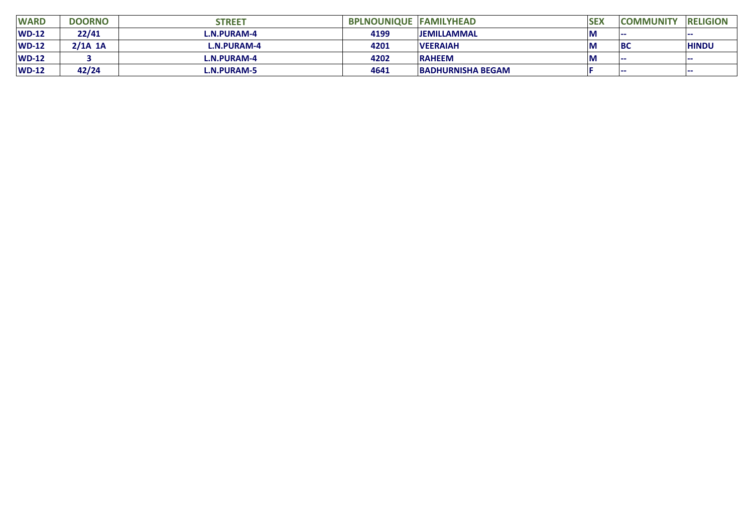| WARD | DOORNO | STREET | BPLNOUNIQUE | FAMILYHEAD | SEX | COMMUNITY | RELIGION |
|---|---|---|---|---|---|---|---|
| WD-12 | 22/41 | L.N.PURAM-4 | 4199 | JEMILLAMMAL | M | -- | -- |
| WD-12 | 2/1A 1A | L.N.PURAM-4 | 4201 | VEERAIAH | M | BC | HINDU |
| WD-12 | 3 | L.N.PURAM-4 | 4202 | RAHEEM | M | -- | -- |
| WD-12 | 42/24 | L.N.PURAM-5 | 4641 | BADHURNISHA BEGAM | F | -- | -- |